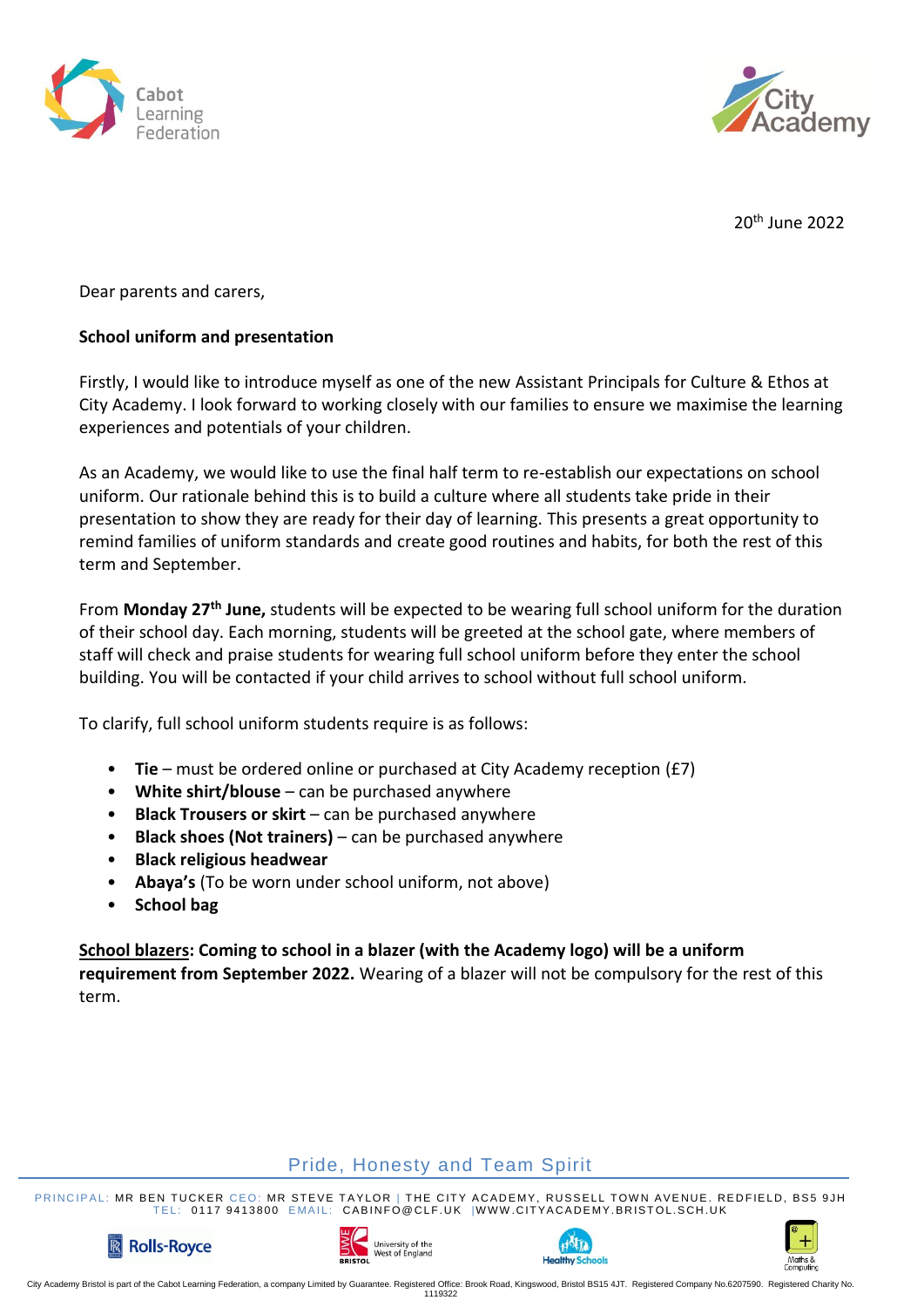20th June 2022

Dear parents and carers,

**School uniform and presentation**

Firstly, I would like to introduce myself as one of the new Assistant Principals for Culture & Ethos at City Academy. I look forward to working closely with our families to ensure we maximise the learning experiences and potentials of your children.

As an Academy, we would like to use the final half term to re-establish our expectations on school uniform. Our rationale behind this is to build a culture where all students take pride in their presentation to show they are ready for their day of learning. This presents a great opportunity to remind families of uniform standards and create good routines and habits, for both the rest of this term and September.

From **Monday 27th June,** students will be expected to be wearing full school uniform for the duration of their school day. Each morning, students will be greeted at the school gate, where members of staff will check and praise students for wearing full school uniform before they enter the school building. You will be contacted if your child arrives to school without full school uniform.

To clarify, full school uniform students require is as follows:

- **Tie** – must be ordered online or purchased at City Academy reception (£7)
- **White shirt/blouse** – can be purchased anywhere
- **Black Trousers or skirt** – can be purchased anywhere
- **Black shoes (Not trainers)** – can be purchased anywhere
- **Black religious headwear**
- **Abaya's** (To be worn under school uniform, not above)
- **School bag**

**School blazers: Coming to school in a blazer (with the Academy logo) will be a uniform requirement from September 2022.** Wearing of a blazer will not be compulsory for the rest of this term.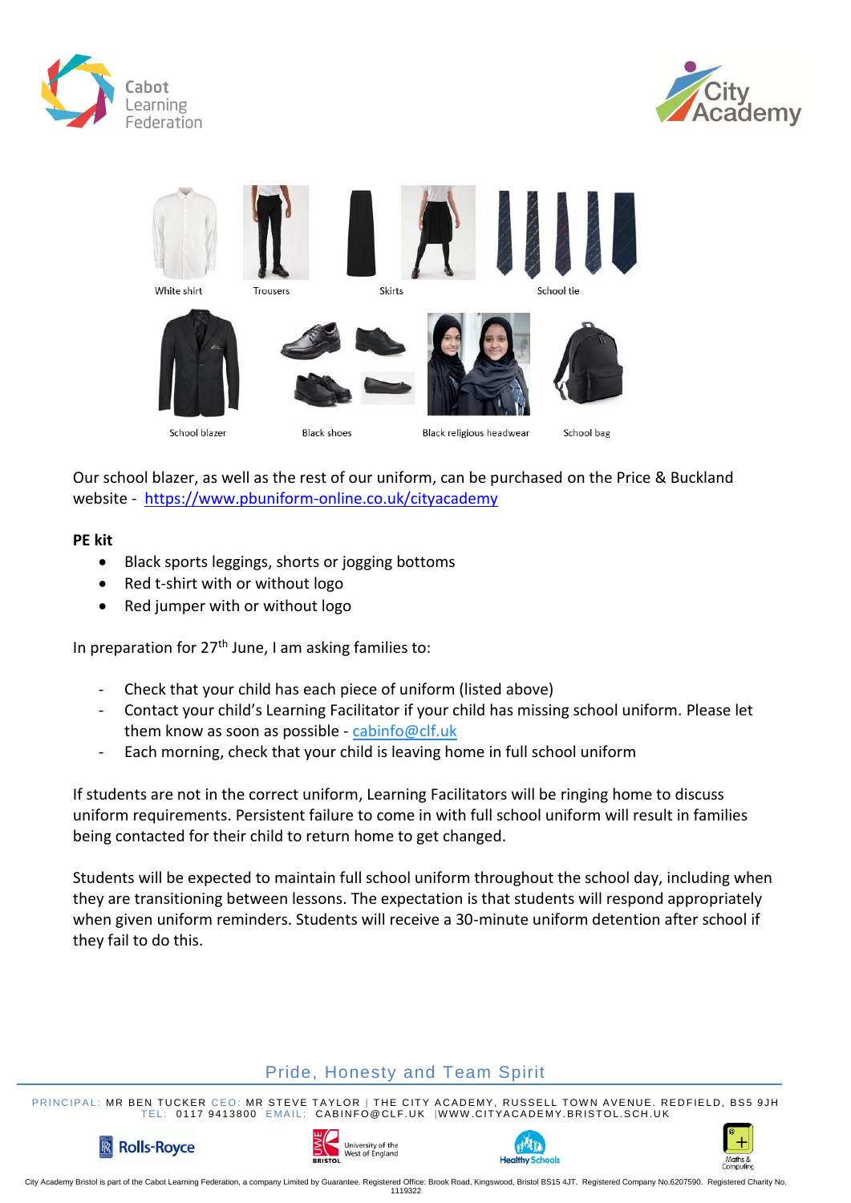White shirt | Trousers | Skirts | School tie

School blazer | Black shoes | Black religious headwear | School bag

Our school blazer, as well as the rest of our uniform, can be purchased on the Price & Buckland website - https://www.pbuniform-online.co.uk/cityacademy

**PE kit**

- Black sports leggings, shorts or jogging bottoms
- Red t-shirt with or without logo
- Red jumper with or without logo

In preparation for 27th June, I am asking families to:

- Check that your child has each piece of uniform (listed above)
- Contact your child's Learning Facilitator if your child has missing school uniform. Please let them know as soon as possible - cabinfo@clf.uk
- Each morning, check that your child is leaving home in full school uniform

If students are not in the correct uniform, Learning Facilitators will be ringing home to discuss uniform requirements. Persistent failure to come in with full school uniform will result in families being contacted for their child to return home to get changed.

Students will be expected to maintain full school uniform throughout the school day, including when they are transitioning between lessons. The expectation is that students will respond appropriately when given uniform reminders. Students will receive a 30-minute uniform detention after school if they fail to do this.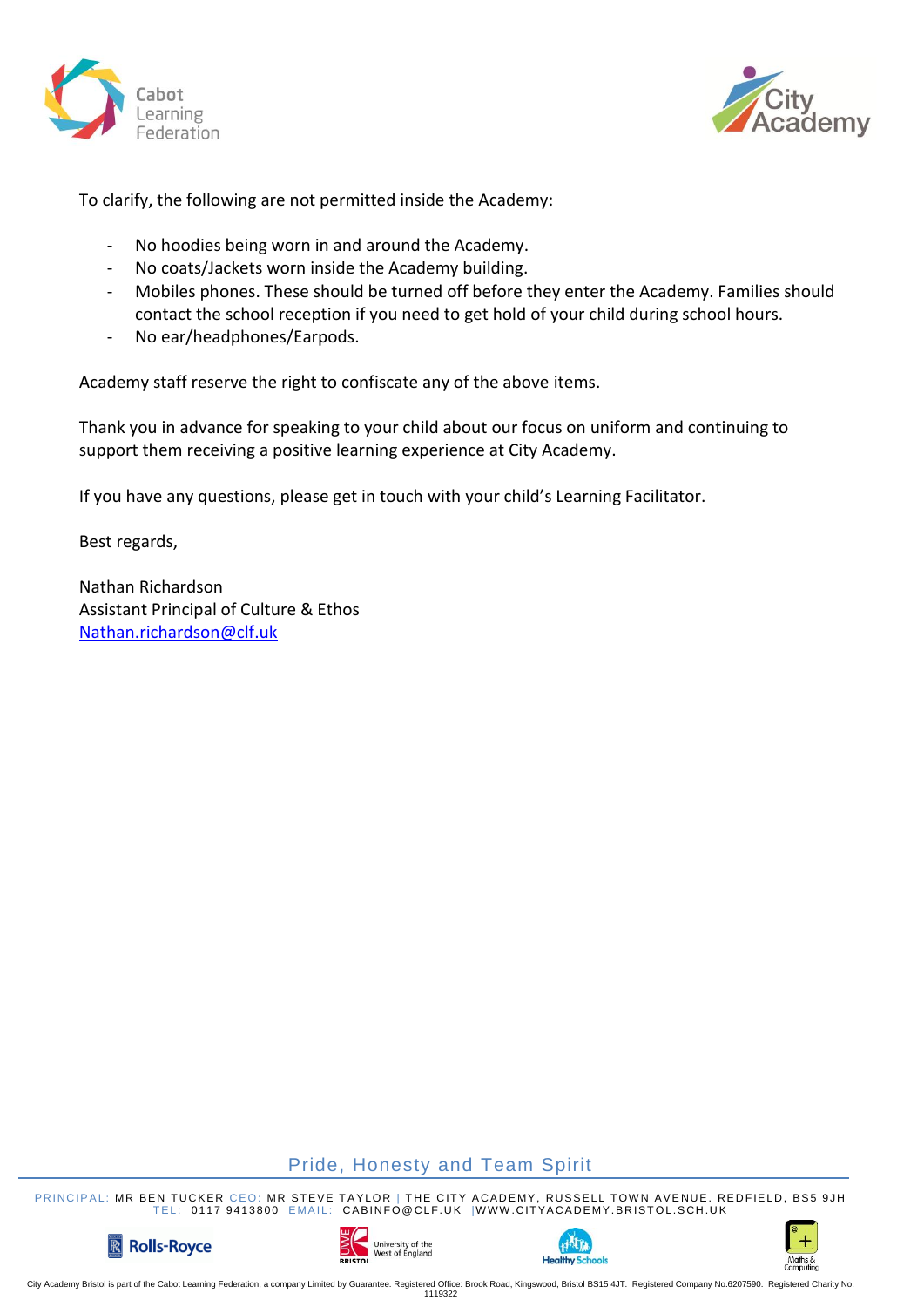To clarify, the following are not permitted inside the Academy:

- No hoodies being worn in and around the Academy.
- No coats/Jackets worn inside the Academy building.
- Mobiles phones. These should be turned off before they enter the Academy. Families should contact the school reception if you need to get hold of your child during school hours.
- No ear/headphones/Earpods.

Academy staff reserve the right to confiscate any of the above items.

Thank you in advance for speaking to your child about our focus on uniform and continuing to support them receiving a positive learning experience at City Academy.

If you have any questions, please get in touch with your child's Learning Facilitator.

Best regards,

Nathan Richardson
Assistant Principal of Culture & Ethos
Nathan.richardson@clf.uk